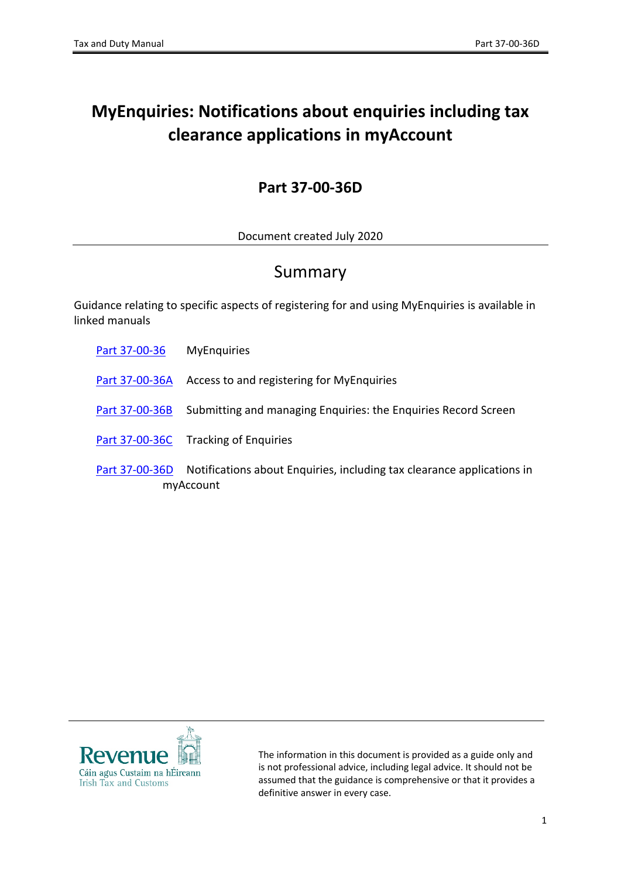# MyEnquiries: Notifications about enquiries including tax clearance applications in myAccount

## Part 37-00-36D

Document created July 2020

## Summary

Guidance relating to specific aspects of registering for and using MyEnquiries is available in linked manuals

| | |
|---|---|
| Part 37-00-36 | MyEnquiries |
| Part 37-00-36A | Access to and registering for MyEnquiries |
| Part 37-00-36B | Submitting and managing Enquiries: the Enquiries Record Screen |
| Part 37-00-36C | Tracking of Enquiries |
| Part 37-00-36D | Notifications about Enquiries, including tax clearance applications in myAccount |

The information in this document is provided as a guide only and is not professional advice, including legal advice. It should not be assumed that the guidance is comprehensive or that it provides a definitive answer in every case.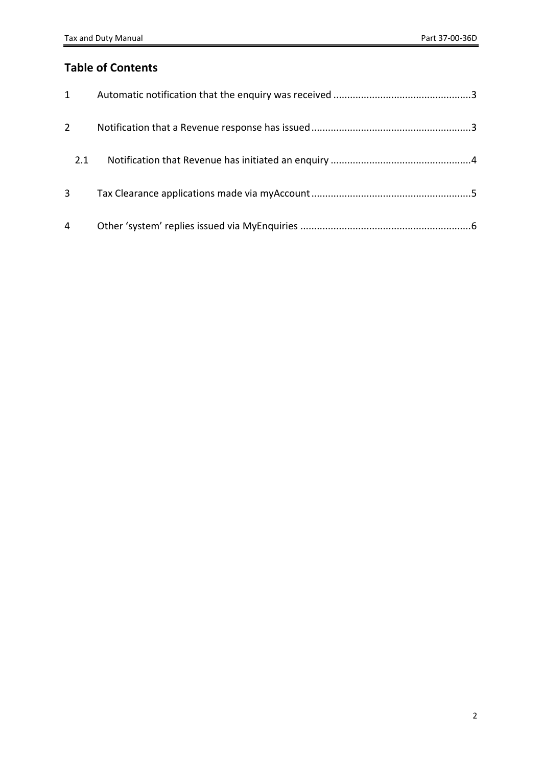## Table of Contents

1 Automatic notification that the enquiry was received .....3

2 Notification that a Revenue response has issued .....3

  2.1 Notification that Revenue has initiated an enquiry .....4

3 Tax Clearance applications made via myAccount .....5

4 Other 'system' replies issued via MyEnquiries .....6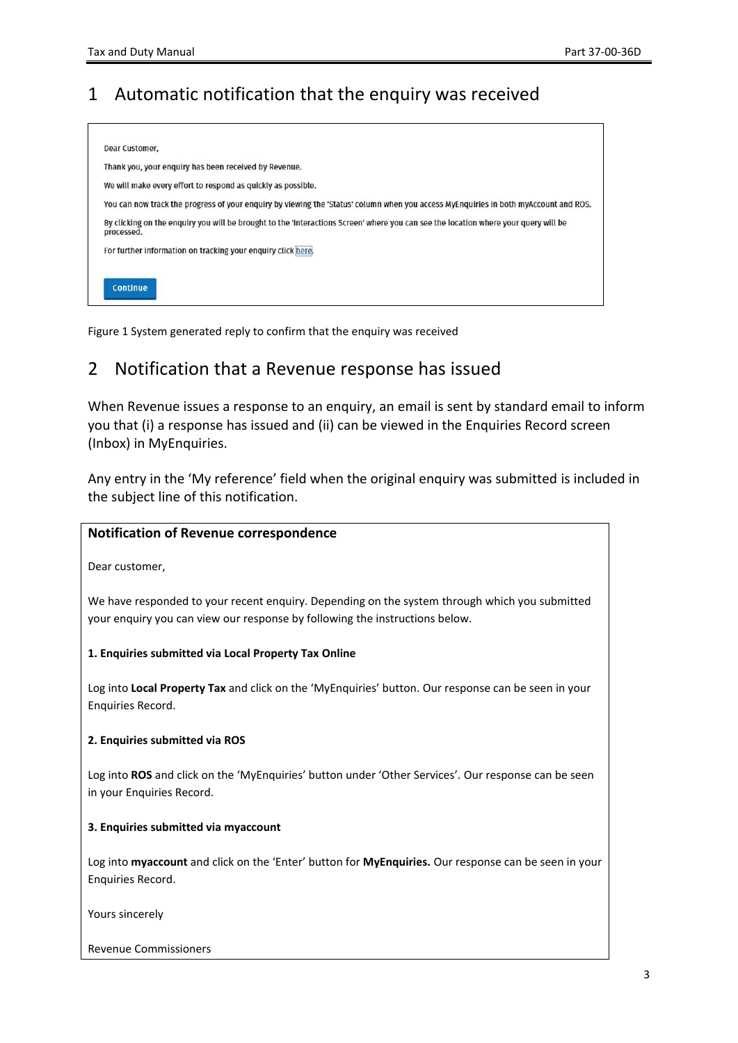# 1 Automatic notification that the enquiry was received

Dear Customer,

Thank you, your enquiry has been received by Revenue.

We will make every effort to respond as quickly as possible.

You can now track the progress of your enquiry by viewing the 'Status' column when you access MyEnquiries in both myAccount and ROS.

By clicking on the enquiry you will be brought to the 'Interactions Screen' where you can see the location where your query will be processed.

For further information on tracking your enquiry click here.

Continue

Figure 1 System generated reply to confirm that the enquiry was received

# 2 Notification that a Revenue response has issued

When Revenue issues a response to an enquiry, an email is sent by standard email to inform you that (i) a response has issued and (ii) can be viewed in the Enquiries Record screen (Inbox) in MyEnquiries.

Any entry in the 'My reference' field when the original enquiry was submitted is included in the subject line of this notification.

**Notification of Revenue correspondence**

Dear customer,

We have responded to your recent enquiry. Depending on the system through which you submitted your enquiry you can view our response by following the instructions below.

**1. Enquiries submitted via Local Property Tax Online**

Log into **Local Property Tax** and click on the 'MyEnquiries' button. Our response can be seen in your Enquiries Record.

**2. Enquiries submitted via ROS**

Log into **ROS** and click on the 'MyEnquiries' button under 'Other Services'. Our response can be seen in your Enquiries Record.

**3. Enquiries submitted via myaccount**

Log into **myaccount** and click on the 'Enter' button for **MyEnquiries.** Our response can be seen in your Enquiries Record.

Yours sincerely

Revenue Commissioners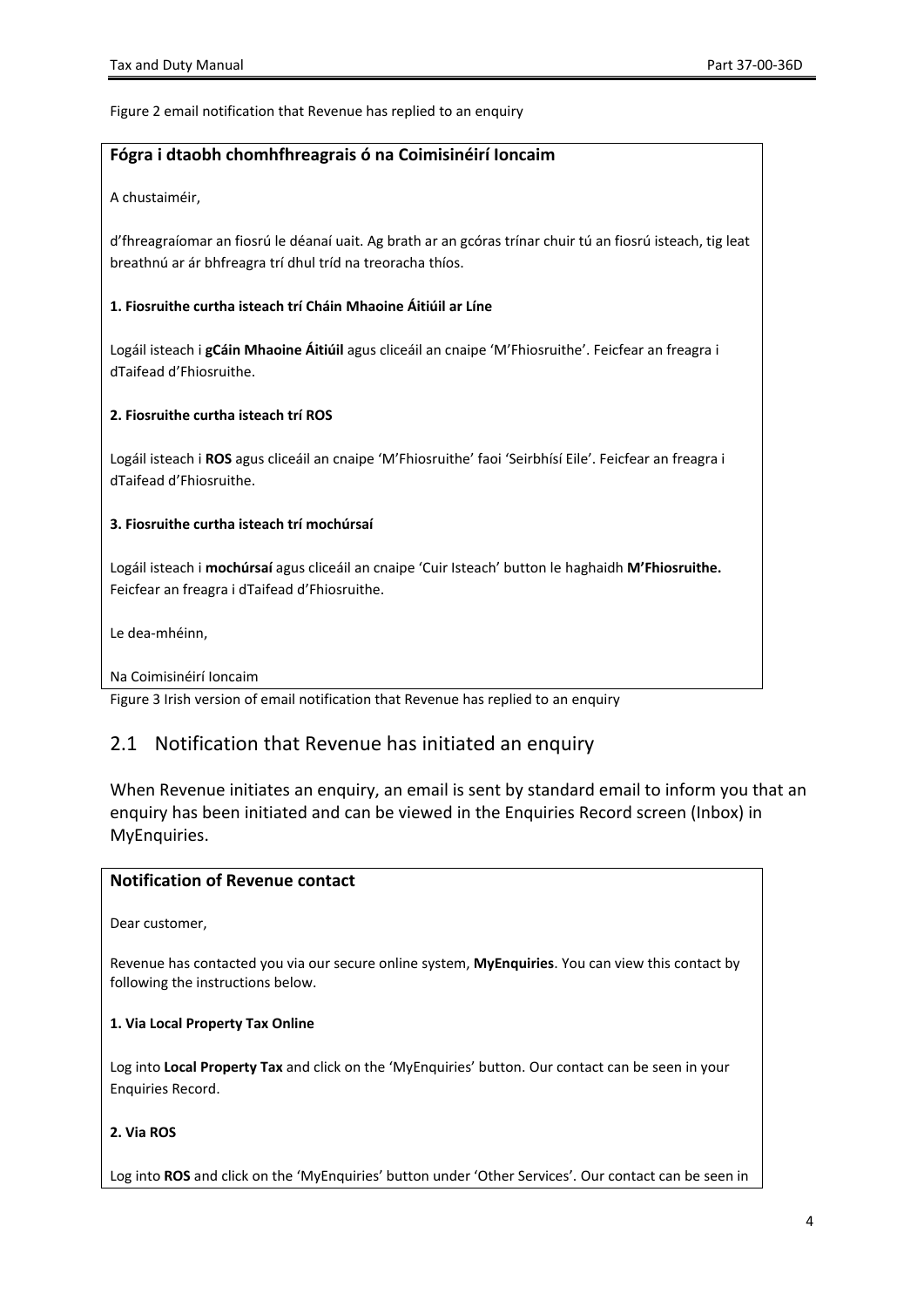Figure 2 email notification that Revenue has replied to an enquiry

**Fógra i dtaobh chomhfhreagrais ó na Coimisinéirí Ioncaim**

A chustaiméir,

d'fhreagraíomar an fiosrú le déanaí uait. Ag brath ar an gcóras trínar chuir tú an fiosrú isteach, tig leat breathnú ar ár bhfreagra trí dhul tríd na treoracha thíos.

**1. Fiosruithe curtha isteach trí Cháin Mhaoine Áitiúil ar Líne**

Logáil isteach i **gCáin Mhaoine Áitiúil** agus cliceáil an cnaipe 'M'Fhiosruithe'. Feicfear an freagra i dTaifead d'Fhiosruithe.

**2. Fiosruithe curtha isteach trí ROS**

Logáil isteach i **ROS** agus cliceáil an cnaipe 'M'Fhiosruithe' faoi 'Seirbhísí Eile'. Feicfear an freagra i dTaifead d'Fhiosruithe.

**3. Fiosruithe curtha isteach trí mochúrsaí**

Logáil isteach i **mochúrsaí** agus cliceáil an cnaipe 'Cuir Isteach' button le haghaidh **M'Fhiosruithe.** Feicfear an freagra i dTaifead d'Fhiosruithe.

Le dea-mhéinn,

Na Coimisinéirí Ioncaim

Figure 3 Irish version of email notification that Revenue has replied to an enquiry

## 2.1 Notification that Revenue has initiated an enquiry

When Revenue initiates an enquiry, an email is sent by standard email to inform you that an enquiry has been initiated and can be viewed in the Enquiries Record screen (Inbox) in MyEnquiries.

**Notification of Revenue contact**

Dear customer,

Revenue has contacted you via our secure online system, **MyEnquiries**. You can view this contact by following the instructions below.

**1. Via Local Property Tax Online**

Log into **Local Property Tax** and click on the 'MyEnquiries' button. Our contact can be seen in your Enquiries Record.

**2. Via ROS**

Log into **ROS** and click on the 'MyEnquiries' button under 'Other Services'. Our contact can be seen in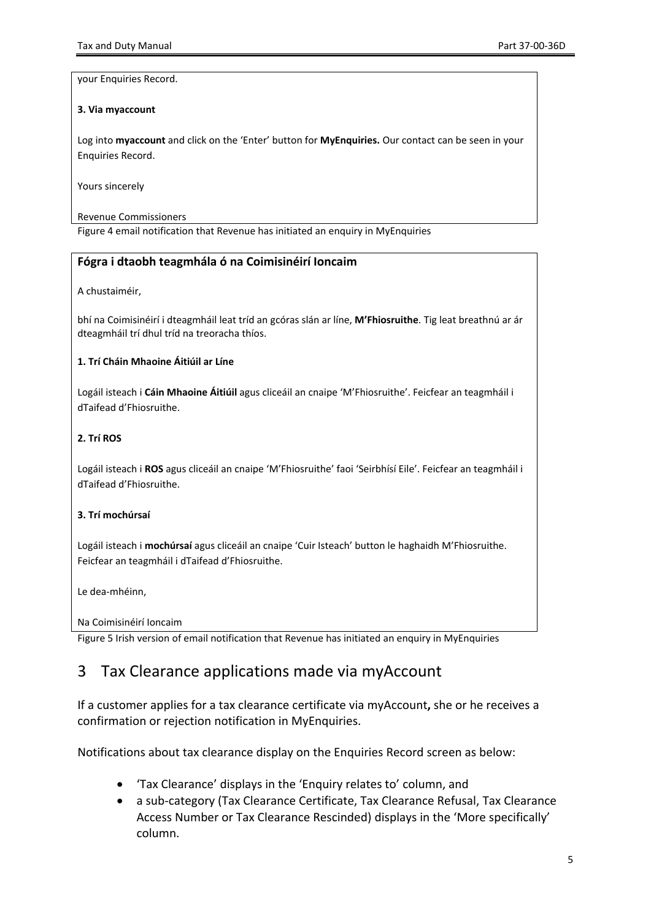your Enquiries Record.

**3. Via myaccount**

Log into **myaccount** and click on the 'Enter' button for **MyEnquiries.** Our contact can be seen in your Enquiries Record.

Yours sincerely

Revenue Commissioners

Figure 4 email notification that Revenue has initiated an enquiry in MyEnquiries

**Fógra i dtaobh teagmhála ó na Coimisinéirí Ioncaim**

A chustaiméir,

bhí na Coimisinéirí i dteagmháil leat tríd an gcóras slán ar líne, **M'Fhiosruithe**. Tig leat breathnú ar ár dteagmháil trí dhul tríd na treoracha thíos.

**1. Trí Cháin Mhaoine Áitiúil ar Líne**

Logáil isteach i **Cáin Mhaoine Áitiúil** agus cliceáil an cnaipe 'M'Fhiosruithe'. Feicfear an teagmháil i dTaifead d'Fhiosruithe.

**2. Trí ROS**

Logáil isteach i **ROS** agus cliceáil an cnaipe 'M'Fhiosruithe' faoi 'Seirbhísí Eile'. Feicfear an teagmháil i dTaifead d'Fhiosruithe.

**3. Trí mochúrsaí**

Logáil isteach i **mochúrsaí** agus cliceáil an cnaipe 'Cuir Isteach' button le haghaidh M'Fhiosruithe. Feicfear an teagmháil i dTaifead d'Fhiosruithe.

Le dea-mhéinn,

Na Coimisinéirí Ioncaim

Figure 5 Irish version of email notification that Revenue has initiated an enquiry in MyEnquiries

# 3 Tax Clearance applications made via myAccount

If a customer applies for a tax clearance certificate via myAccount**,** she or he receives a confirmation or rejection notification in MyEnquiries.

Notifications about tax clearance display on the Enquiries Record screen as below:

- 'Tax Clearance' displays in the 'Enquiry relates to' column, and
- a sub-category (Tax Clearance Certificate, Tax Clearance Refusal, Tax Clearance Access Number or Tax Clearance Rescinded) displays in the 'More specifically' column.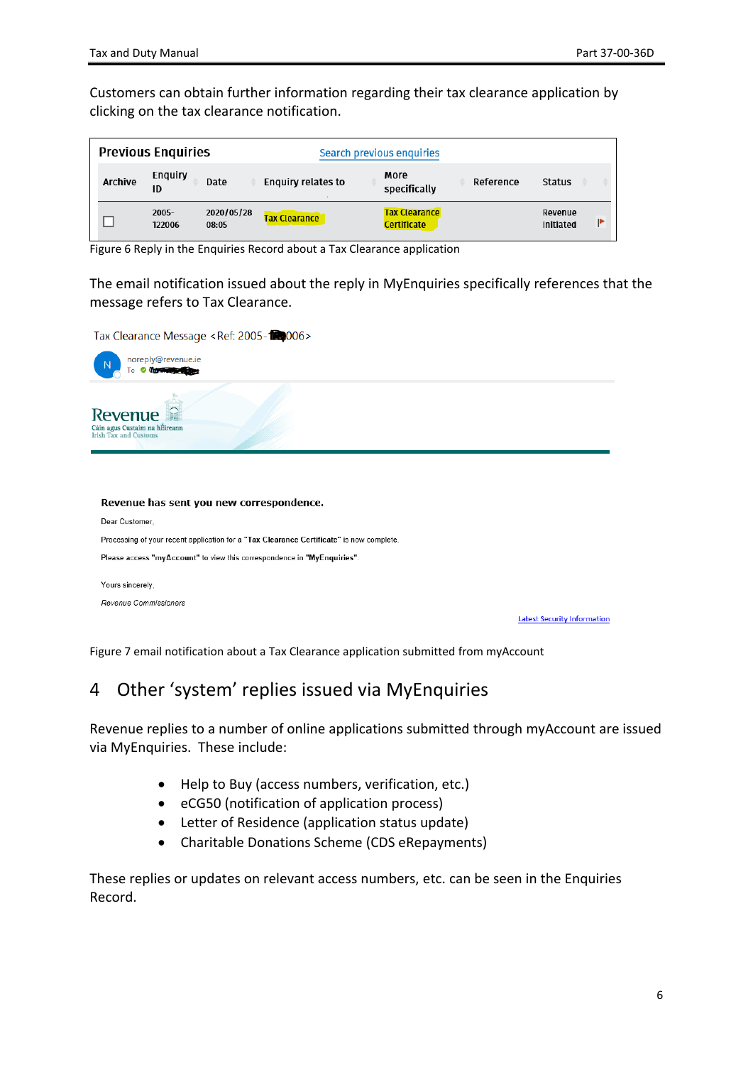Customers can obtain further information regarding their tax clearance application by clicking on the tax clearance notification.

**Previous Enquiries** Search previous enquiries

| Archive | Enquiry ID | Date | Enquiry relates to | More specifically | Reference | Status |
|---|---|---|---|---|---|---|
| ☐ | 2005-122006 | 2020/05/28 08:05 | Tax Clearance | Tax Clearance Certificate | | Revenue Initiated |

Figure 6 Reply in the Enquiries Record about a Tax Clearance application

The email notification issued about the reply in MyEnquiries specifically references that the message refers to Tax Clearance.

Tax Clearance Message <Ref: 2005-1■■006>

noreply@revenue.ie

To ■■■■■■

Revenue
Cáin agus Custaim na hÉireann
Irish Tax and Customs

**Revenue has sent you new correspondence.**

Dear Customer,

Processing of your recent application for a "**Tax Clearance Certificate**" is now complete.

Please access "**myAccount**" to view this correspondence in "**MyEnquiries**".

Yours sincerely,

*Revenue Commissioners*

Latest Security Information

Figure 7 email notification about a Tax Clearance application submitted from myAccount

## 4 Other 'system' replies issued via MyEnquiries

Revenue replies to a number of online applications submitted through myAccount are issued via MyEnquiries. These include:

- Help to Buy (access numbers, verification, etc.)
- eCG50 (notification of application process)
- Letter of Residence (application status update)
- Charitable Donations Scheme (CDS eRepayments)

These replies or updates on relevant access numbers, etc. can be seen in the Enquiries Record.